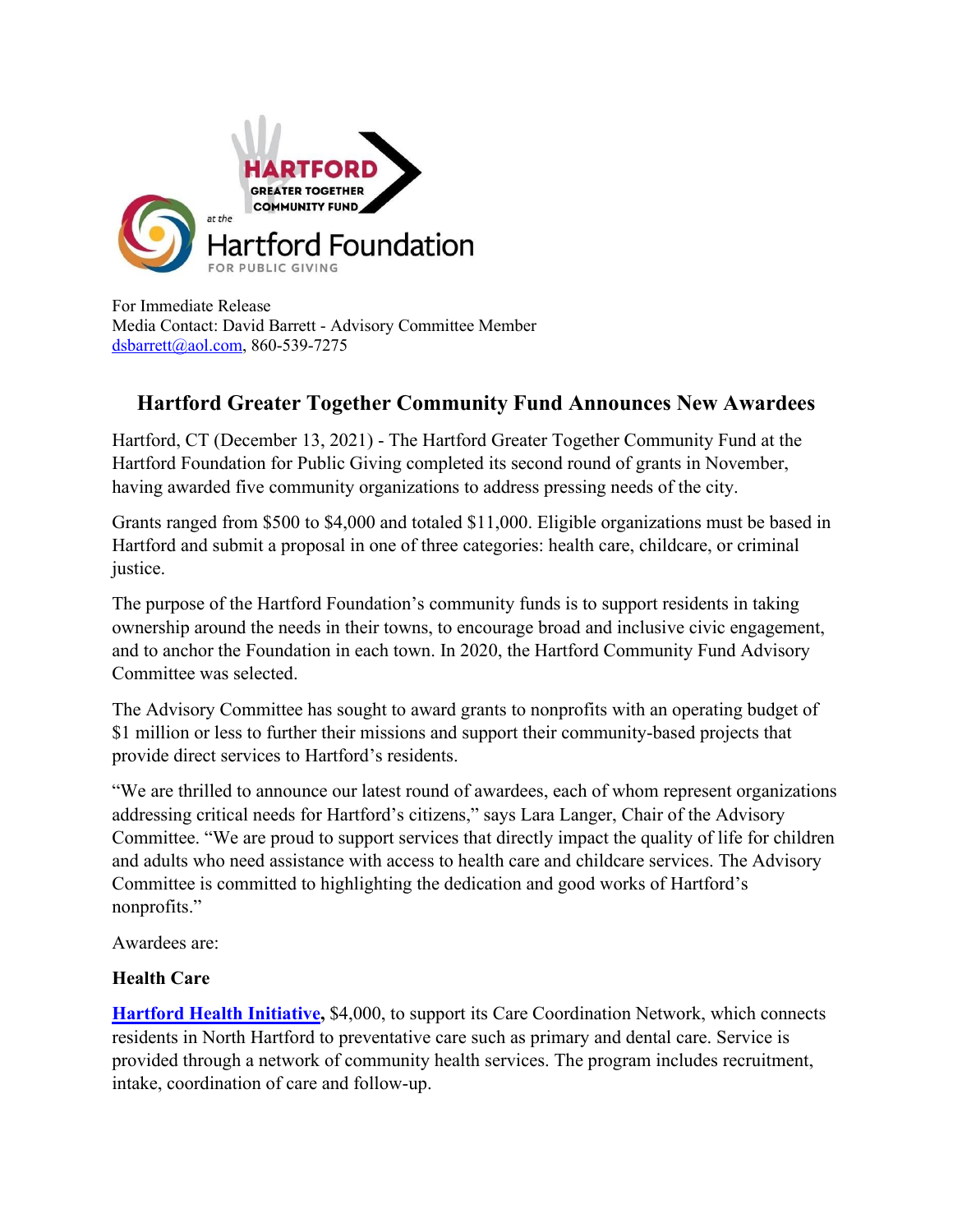For Immediate Release
Media Contact: David Barrett - Advisory Committee Member
dsbarrett@aol.com, 860-539-7275

# Hartford Greater Together Community Fund Announces New Awardees

Hartford, CT (December 13, 2021) - The Hartford Greater Together Community Fund at the Hartford Foundation for Public Giving completed its second round of grants in November, having awarded five community organizations to address pressing needs of the city.

Grants ranged from $500 to $4,000 and totaled $11,000. Eligible organizations must be based in Hartford and submit a proposal in one of three categories: health care, childcare, or criminal justice.

The purpose of the Hartford Foundation's community funds is to support residents in taking ownership around the needs in their towns, to encourage broad and inclusive civic engagement, and to anchor the Foundation in each town. In 2020, the Hartford Community Fund Advisory Committee was selected.

The Advisory Committee has sought to award grants to nonprofits with an operating budget of $1 million or less to further their missions and support their community-based projects that provide direct services to Hartford's residents.

"We are thrilled to announce our latest round of awardees, each of whom represent organizations addressing critical needs for Hartford's citizens," says Lara Langer, Chair of the Advisory Committee. "We are proud to support services that directly impact the quality of life for children and adults who need assistance with access to health care and childcare services. The Advisory Committee is committed to highlighting the dedication and good works of Hartford's nonprofits."

Awardees are:

**Health Care**

**Hartford Health Initiative,** $4,000, to support its Care Coordination Network, which connects residents in North Hartford to preventative care such as primary and dental care. Service is provided through a network of community health services. The program includes recruitment, intake, coordination of care and follow-up.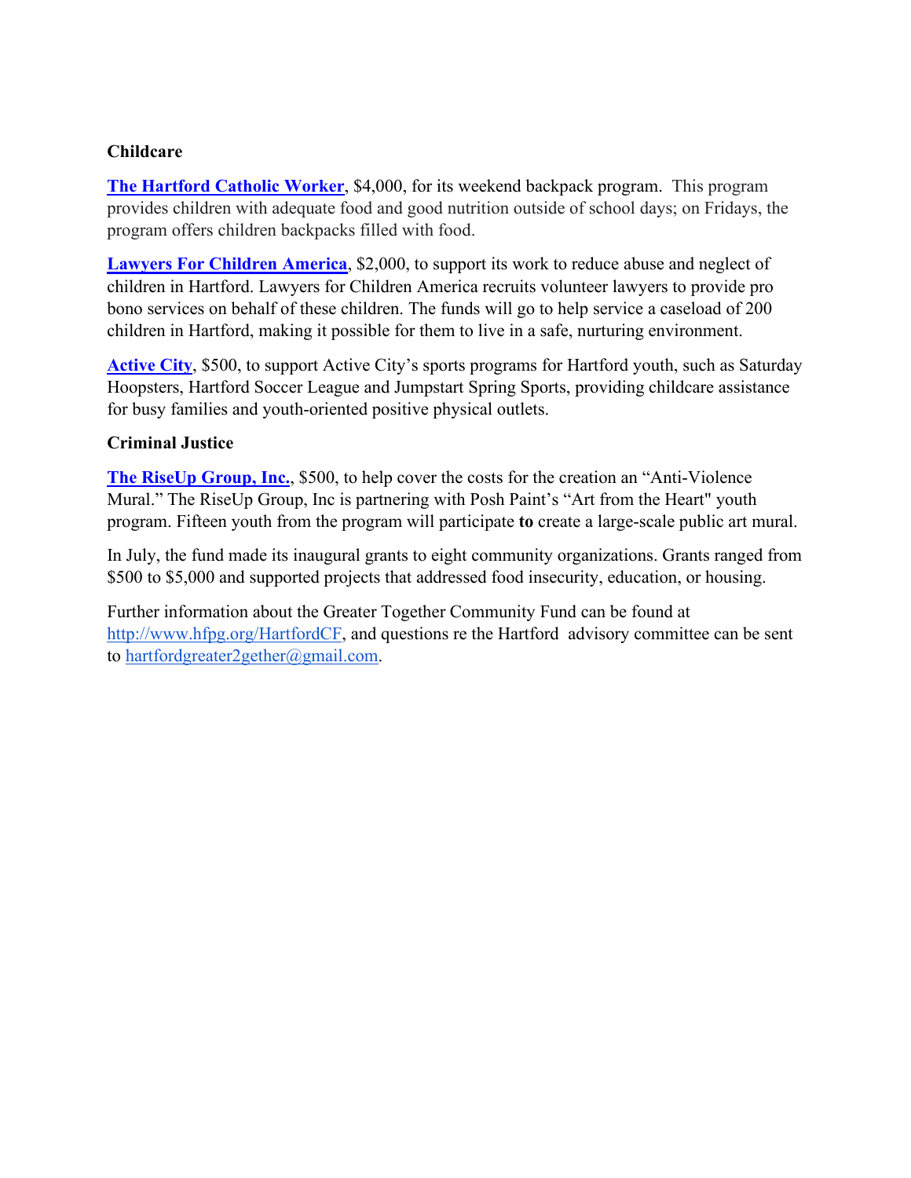**Childcare**

**The Hartford Catholic Worker**, $4,000, for its weekend backpack program. This program provides children with adequate food and good nutrition outside of school days; on Fridays, the program offers children backpacks filled with food.

**Lawyers For Children America**, $2,000, to support its work to reduce abuse and neglect of children in Hartford. Lawyers for Children America recruits volunteer lawyers to provide pro bono services on behalf of these children. The funds will go to help service a caseload of 200 children in Hartford, making it possible for them to live in a safe, nurturing environment.

**Active City**, $500, to support Active City's sports programs for Hartford youth, such as Saturday Hoopsters, Hartford Soccer League and Jumpstart Spring Sports, providing childcare assistance for busy families and youth-oriented positive physical outlets.

**Criminal Justice**

**The RiseUp Group, Inc.**, $500, to help cover the costs for the creation an "Anti-Violence Mural." The RiseUp Group, Inc is partnering with Posh Paint's "Art from the Heart" youth program. Fifteen youth from the program will participate **to** create a large-scale public art mural.

In July, the fund made its inaugural grants to eight community organizations. Grants ranged from $500 to $5,000 and supported projects that addressed food insecurity, education, or housing.

Further information about the Greater Together Community Fund can be found at http://www.hfpg.org/HartfordCF, and questions re the Hartford advisory committee can be sent to hartfordgreater2gether@gmail.com.